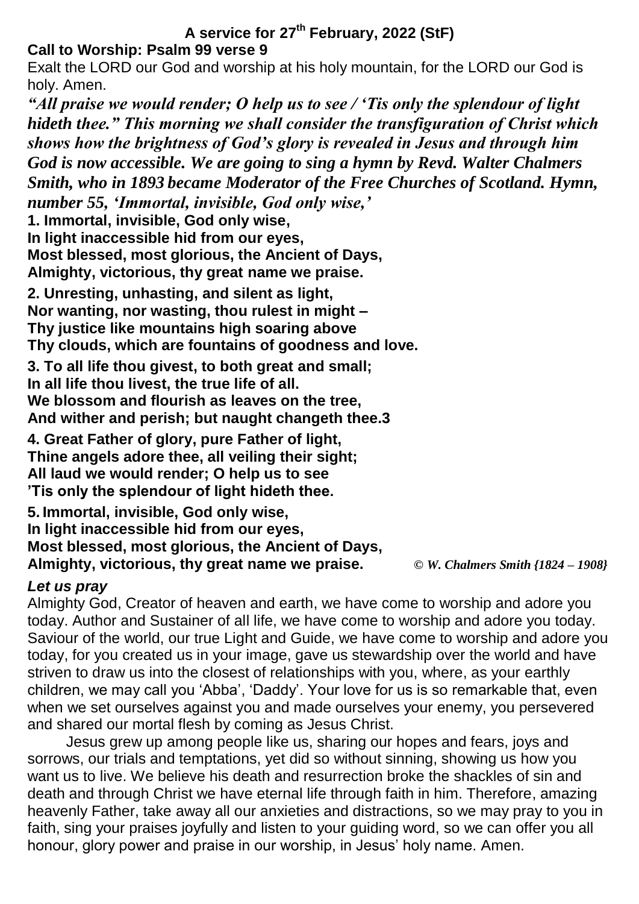# A service for 27th February, 2022 (StF)

**Call to Worship: Psalm 99 verse 9**

Exalt the LORD our God and worship at his holy mountain, for the LORD our God is holy. Amen.

***"All praise we would render; O help us to see / 'Tis only the splendour of light hideth thee." This morning we shall consider the transfiguration of Christ which shows how the brightness of God's glory is revealed in Jesus and through him God is now accessible. We are going to sing a hymn by Revd. Walter Chalmers Smith, who in 1893 became Moderator of the Free Churches of Scotland. Hymn, number 55, 'Immortal, invisible, God only wise,'***

**1. Immortal, invisible, God only wise,**
**In light inaccessible hid from our eyes,**
**Most blessed, most glorious, the Ancient of Days,**
**Almighty, victorious, thy great name we praise.**

**2. Unresting, unhasting, and silent as light,**
**Nor wanting, nor wasting, thou rulest in might –**
**Thy justice like mountains high soaring above**
**Thy clouds, which are fountains of goodness and love.**

**3. To all life thou givest, to both great and small;**
**In all life thou livest, the true life of all.**
**We blossom and flourish as leaves on the tree,**
**And wither and perish; but naught changeth thee.3**

**4. Great Father of glory, pure Father of light,**
**Thine angels adore thee, all veiling their sight;**
**All laud we would render; O help us to see**
**'Tis only the splendour of light hideth thee.**

**5. Immortal, invisible, God only wise,**
**In light inaccessible hid from our eyes,**
**Most blessed, most glorious, the Ancient of Days,**
**Almighty, victorious, thy great name we praise.** *© W. Chalmers Smith {1824 – 1908}*

***Let us pray***

Almighty God, Creator of heaven and earth, we have come to worship and adore you today. Author and Sustainer of all life, we have come to worship and adore you today. Saviour of the world, our true Light and Guide, we have come to worship and adore you today, for you created us in your image, gave us stewardship over the world and have striven to draw us into the closest of relationships with you, where, as your earthly children, we may call you 'Abba', 'Daddy'. Your love for us is so remarkable that, even when we set ourselves against you and made ourselves your enemy, you persevered and shared our mortal flesh by coming as Jesus Christ.

Jesus grew up among people like us, sharing our hopes and fears, joys and sorrows, our trials and temptations, yet did so without sinning, showing us how you want us to live. We believe his death and resurrection broke the shackles of sin and death and through Christ we have eternal life through faith in him. Therefore, amazing heavenly Father, take away all our anxieties and distractions, so we may pray to you in faith, sing your praises joyfully and listen to your guiding word, so we can offer you all honour, glory power and praise in our worship, in Jesus' holy name. Amen.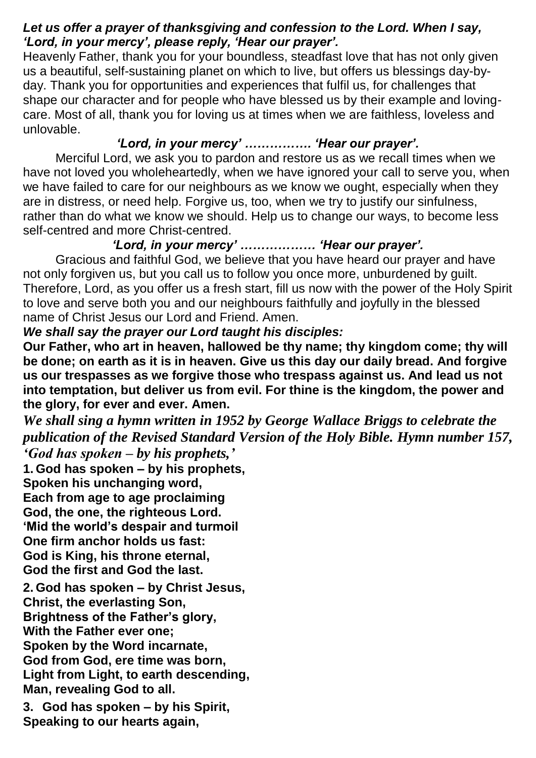***Let us offer a prayer of thanksgiving and confession to the Lord. When I say, 'Lord, in your mercy', please reply, 'Hear our prayer'.***

Heavenly Father, thank you for your boundless, steadfast love that has not only given us a beautiful, self-sustaining planet on which to live, but offers us blessings day-by-day. Thank you for opportunities and experiences that fulfil us, for challenges that shape our character and for people who have blessed us by their example and loving-care. Most of all, thank you for loving us at times when we are faithless, loveless and unlovable.

***'Lord, in your mercy' ……………. 'Hear our prayer'.***

Merciful Lord, we ask you to pardon and restore us as we recall times when we have not loved you wholeheartedly, when we have ignored your call to serve you, when we have failed to care for our neighbours as we know we ought, especially when they are in distress, or need help. Forgive us, too, when we try to justify our sinfulness, rather than do what we know we should. Help us to change our ways, to become less self-centred and more Christ-centred.

***'Lord, in your mercy' ……………… 'Hear our prayer'.***

Gracious and faithful God, we believe that you have heard our prayer and have not only forgiven us, but you call us to follow you once more, unburdened by guilt. Therefore, Lord, as you offer us a fresh start, fill us now with the power of the Holy Spirit to love and serve both you and our neighbours faithfully and joyfully in the blessed name of Christ Jesus our Lord and Friend. Amen.

***We shall say the prayer our Lord taught his disciples:***

**Our Father, who art in heaven, hallowed be thy name; thy kingdom come; thy will be done; on earth as it is in heaven. Give us this day our daily bread. And forgive us our trespasses as we forgive those who trespass against us. And lead us not into temptation, but deliver us from evil. For thine is the kingdom, the power and the glory, for ever and ever. Amen.**

***We shall sing a hymn written in 1952 by George Wallace Briggs to celebrate the publication of the Revised Standard Version of the Holy Bible. Hymn number 157, 'God has spoken – by his prophets,'***

**1. God has spoken – by his prophets,**
**Spoken his unchanging word,**
**Each from age to age proclaiming**
**God, the one, the righteous Lord.**
**'Mid the world's despair and turmoil**
**One firm anchor holds us fast:**
**God is King, his throne eternal,**
**God the first and God the last.**

**2. God has spoken – by Christ Jesus,**
**Christ, the everlasting Son,**
**Brightness of the Father's glory,**
**With the Father ever one;**
**Spoken by the Word incarnate,**
**God from God, ere time was born,**
**Light from Light, to earth descending,**
**Man, revealing God to all.**

**3. God has spoken – by his Spirit,**
**Speaking to our hearts again,**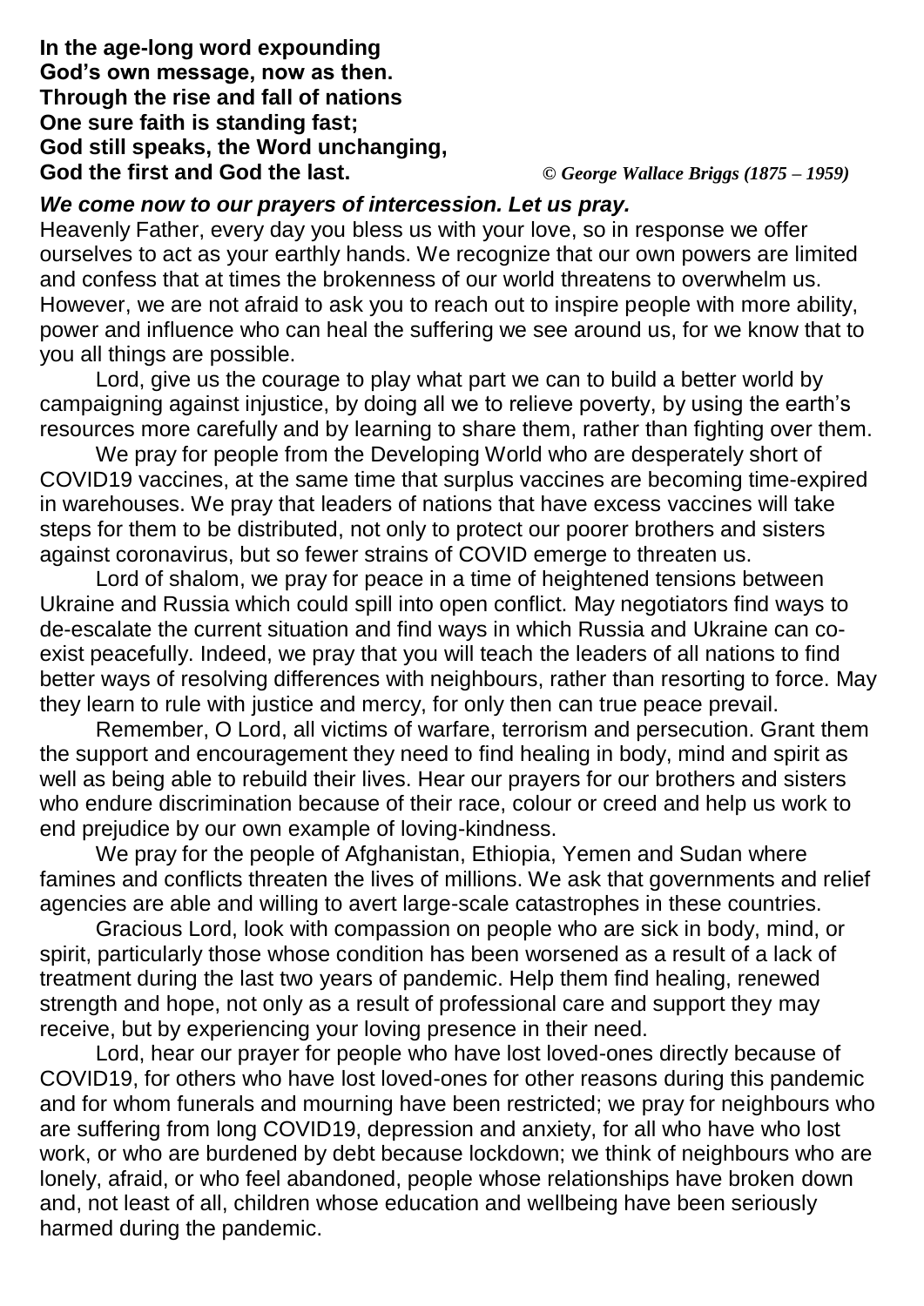**In the age-long word expounding**
**God's own message, now as then.**
**Through the rise and fall of nations**
**One sure faith is standing fast;**
**God still speaks, the Word unchanging,**
**God the first and God the last.** *© George Wallace Briggs (1875 – 1959)*

***We come now to our prayers of intercession. Let us pray.***

Heavenly Father, every day you bless us with your love, so in response we offer ourselves to act as your earthly hands. We recognize that our own powers are limited and confess that at times the brokenness of our world threatens to overwhelm us. However, we are not afraid to ask you to reach out to inspire people with more ability, power and influence who can heal the suffering we see around us, for we know that to you all things are possible.

Lord, give us the courage to play what part we can to build a better world by campaigning against injustice, by doing all we to relieve poverty, by using the earth's resources more carefully and by learning to share them, rather than fighting over them.

We pray for people from the Developing World who are desperately short of COVID19 vaccines, at the same time that surplus vaccines are becoming time-expired in warehouses. We pray that leaders of nations that have excess vaccines will take steps for them to be distributed, not only to protect our poorer brothers and sisters against coronavirus, but so fewer strains of COVID emerge to threaten us.

Lord of shalom, we pray for peace in a time of heightened tensions between Ukraine and Russia which could spill into open conflict. May negotiators find ways to de-escalate the current situation and find ways in which Russia and Ukraine can co-exist peacefully. Indeed, we pray that you will teach the leaders of all nations to find better ways of resolving differences with neighbours, rather than resorting to force. May they learn to rule with justice and mercy, for only then can true peace prevail.

Remember, O Lord, all victims of warfare, terrorism and persecution. Grant them the support and encouragement they need to find healing in body, mind and spirit as well as being able to rebuild their lives. Hear our prayers for our brothers and sisters who endure discrimination because of their race, colour or creed and help us work to end prejudice by our own example of loving-kindness.

We pray for the people of Afghanistan, Ethiopia, Yemen and Sudan where famines and conflicts threaten the lives of millions. We ask that governments and relief agencies are able and willing to avert large-scale catastrophes in these countries.

Gracious Lord, look with compassion on people who are sick in body, mind, or spirit, particularly those whose condition has been worsened as a result of a lack of treatment during the last two years of pandemic. Help them find healing, renewed strength and hope, not only as a result of professional care and support they may receive, but by experiencing your loving presence in their need.

Lord, hear our prayer for people who have lost loved-ones directly because of COVID19, for others who have lost loved-ones for other reasons during this pandemic and for whom funerals and mourning have been restricted; we pray for neighbours who are suffering from long COVID19, depression and anxiety, for all who have who lost work, or who are burdened by debt because lockdown; we think of neighbours who are lonely, afraid, or who feel abandoned, people whose relationships have broken down and, not least of all, children whose education and wellbeing have been seriously harmed during the pandemic.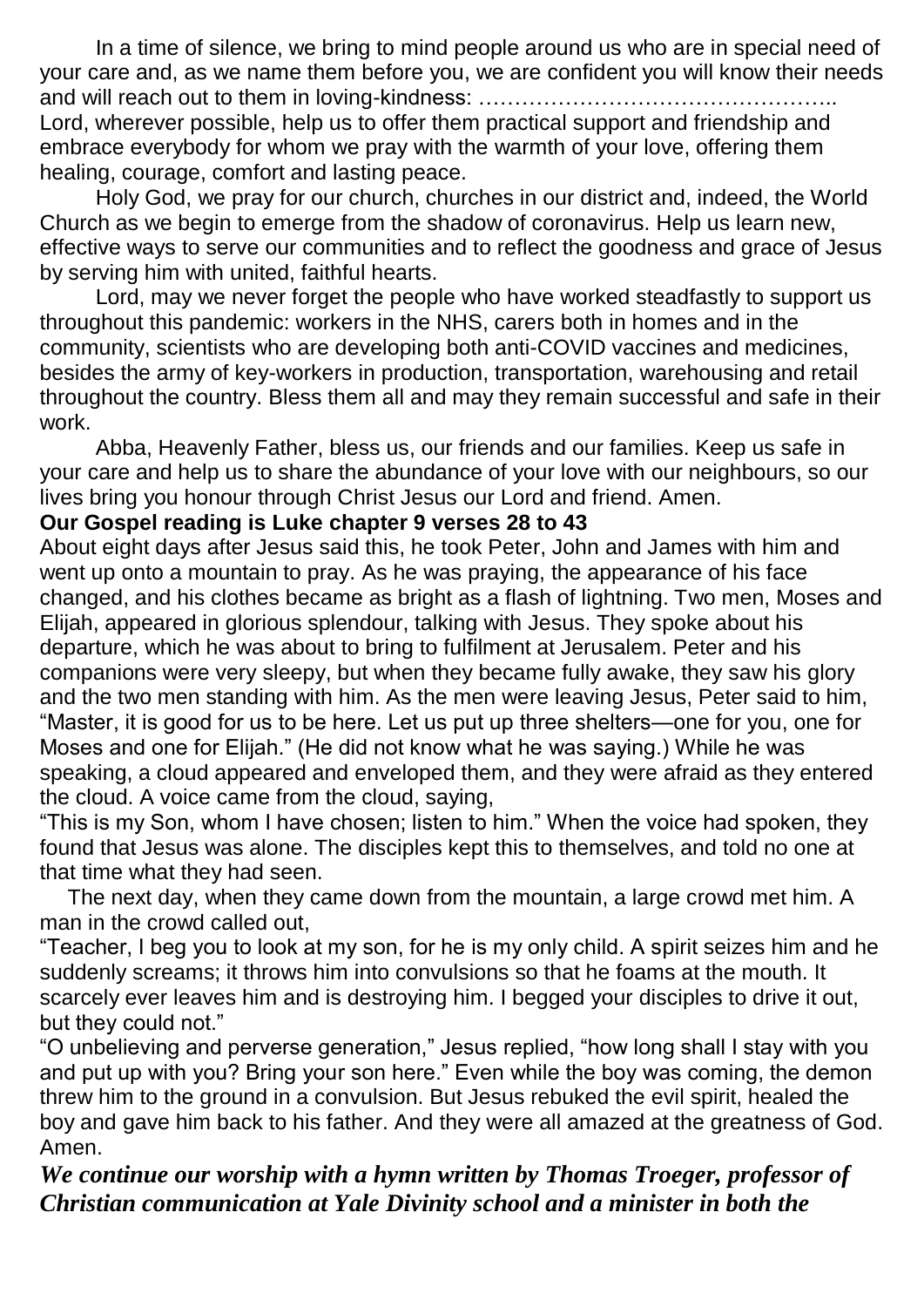In a time of silence, we bring to mind people around us who are in special need of your care and, as we name them before you, we are confident you will know their needs and will reach out to them in loving-kindness: ………………………………………….. Lord, wherever possible, help us to offer them practical support and friendship and embrace everybody for whom we pray with the warmth of your love, offering them healing, courage, comfort and lasting peace.

Holy God, we pray for our church, churches in our district and, indeed, the World Church as we begin to emerge from the shadow of coronavirus. Help us learn new, effective ways to serve our communities and to reflect the goodness and grace of Jesus by serving him with united, faithful hearts.

Lord, may we never forget the people who have worked steadfastly to support us throughout this pandemic: workers in the NHS, carers both in homes and in the community, scientists who are developing both anti-COVID vaccines and medicines, besides the army of key-workers in production, transportation, warehousing and retail throughout the country. Bless them all and may they remain successful and safe in their work.

Abba, Heavenly Father, bless us, our friends and our families. Keep us safe in your care and help us to share the abundance of your love with our neighbours, so our lives bring you honour through Christ Jesus our Lord and friend. Amen.

**Our Gospel reading is Luke chapter 9 verses 28 to 43**

About eight days after Jesus said this, he took Peter, John and James with him and went up onto a mountain to pray. As he was praying, the appearance of his face changed, and his clothes became as bright as a flash of lightning. Two men, Moses and Elijah, appeared in glorious splendour, talking with Jesus. They spoke about his departure, which he was about to bring to fulfilment at Jerusalem. Peter and his companions were very sleepy, but when they became fully awake, they saw his glory and the two men standing with him. As the men were leaving Jesus, Peter said to him, "Master, it is good for us to be here. Let us put up three shelters—one for you, one for Moses and one for Elijah." (He did not know what he was saying.) While he was speaking, a cloud appeared and enveloped them, and they were afraid as they entered the cloud. A voice came from the cloud, saying,

"This is my Son, whom I have chosen; listen to him." When the voice had spoken, they found that Jesus was alone. The disciples kept this to themselves, and told no one at that time what they had seen.

The next day, when they came down from the mountain, a large crowd met him. A man in the crowd called out,

"Teacher, I beg you to look at my son, for he is my only child. A spirit seizes him and he suddenly screams; it throws him into convulsions so that he foams at the mouth. It scarcely ever leaves him and is destroying him. I begged your disciples to drive it out, but they could not."

"O unbelieving and perverse generation," Jesus replied, "how long shall I stay with you and put up with you? Bring your son here." Even while the boy was coming, the demon threw him to the ground in a convulsion. But Jesus rebuked the evil spirit, healed the boy and gave him back to his father. And they were all amazed at the greatness of God. Amen.

***We continue our worship with a hymn written by Thomas Troeger, professor of Christian communication at Yale Divinity school and a minister in both the***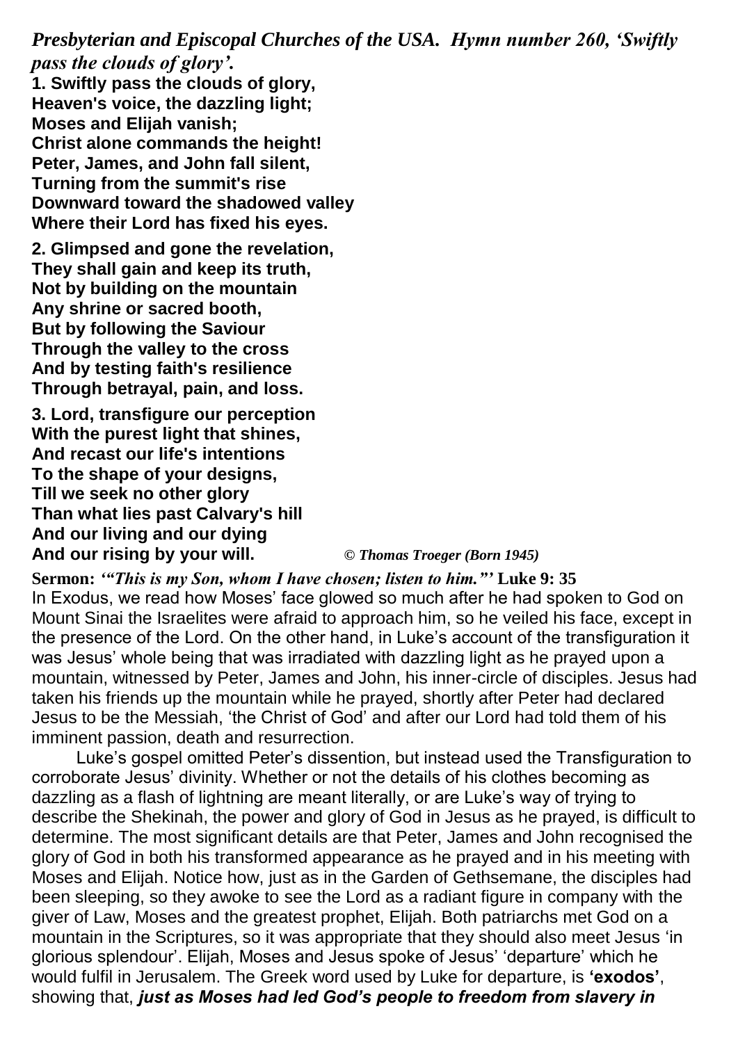***Presbyterian and Episcopal Churches of the USA. Hymn number 260, 'Swiftly pass the clouds of glory'.***

**1. Swiftly pass the clouds of glory,**
**Heaven's voice, the dazzling light;**
**Moses and Elijah vanish;**
**Christ alone commands the height!**
**Peter, James, and John fall silent,**
**Turning from the summit's rise**
**Downward toward the shadowed valley**
**Where their Lord has fixed his eyes.**

**2. Glimpsed and gone the revelation,**
**They shall gain and keep its truth,**
**Not by building on the mountain**
**Any shrine or sacred booth,**
**But by following the Saviour**
**Through the valley to the cross**
**And by testing faith's resilience**
**Through betrayal, pain, and loss.**

**3. Lord, transfigure our perception**
**With the purest light that shines,**
**And recast our life's intentions**
**To the shape of your designs,**
**Till we seek no other glory**
**Than what lies past Calvary's hill**
**And our living and our dying**
**And our rising by your will.** ***© Thomas Troeger (Born 1945)***

**Sermon:** ***'"This is my Son, whom I have chosen; listen to him."'*** **Luke 9: 35**

In Exodus, we read how Moses' face glowed so much after he had spoken to God on Mount Sinai the Israelites were afraid to approach him, so he veiled his face, except in the presence of the Lord. On the other hand, in Luke's account of the transfiguration it was Jesus' whole being that was irradiated with dazzling light as he prayed upon a mountain, witnessed by Peter, James and John, his inner-circle of disciples. Jesus had taken his friends up the mountain while he prayed, shortly after Peter had declared Jesus to be the Messiah, 'the Christ of God' and after our Lord had told them of his imminent passion, death and resurrection.

Luke's gospel omitted Peter's dissention, but instead used the Transfiguration to corroborate Jesus' divinity. Whether or not the details of his clothes becoming as dazzling as a flash of lightning are meant literally, or are Luke's way of trying to describe the Shekinah, the power and glory of God in Jesus as he prayed, is difficult to determine. The most significant details are that Peter, James and John recognised the glory of God in both his transformed appearance as he prayed and in his meeting with Moses and Elijah. Notice how, just as in the Garden of Gethsemane, the disciples had been sleeping, so they awoke to see the Lord as a radiant figure in company with the giver of Law, Moses and the greatest prophet, Elijah. Both patriarchs met God on a mountain in the Scriptures, so it was appropriate that they should also meet Jesus 'in glorious splendour'. Elijah, Moses and Jesus spoke of Jesus' 'departure' which he would fulfil in Jerusalem. The Greek word used by Luke for departure, is **'exodos'**, showing that, ***just as Moses had led God's people to freedom from slavery in***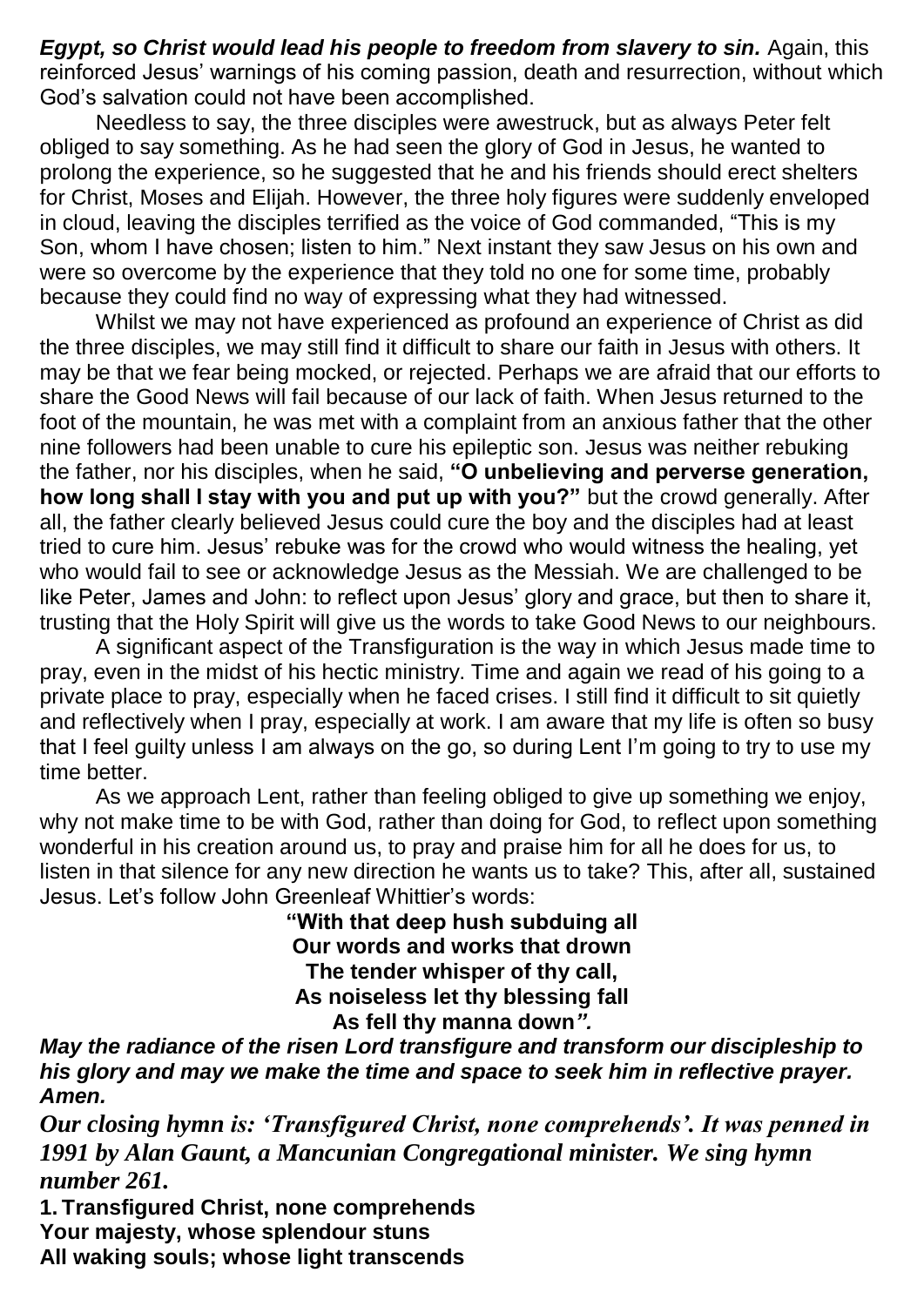***Egypt, so Christ would lead his people to freedom from slavery to sin.*** Again, this reinforced Jesus' warnings of his coming passion, death and resurrection, without which God's salvation could not have been accomplished.

Needless to say, the three disciples were awestruck, but as always Peter felt obliged to say something. As he had seen the glory of God in Jesus, he wanted to prolong the experience, so he suggested that he and his friends should erect shelters for Christ, Moses and Elijah. However, the three holy figures were suddenly enveloped in cloud, leaving the disciples terrified as the voice of God commanded, "This is my Son, whom I have chosen; listen to him." Next instant they saw Jesus on his own and were so overcome by the experience that they told no one for some time, probably because they could find no way of expressing what they had witnessed.

Whilst we may not have experienced as profound an experience of Christ as did the three disciples, we may still find it difficult to share our faith in Jesus with others. It may be that we fear being mocked, or rejected. Perhaps we are afraid that our efforts to share the Good News will fail because of our lack of faith. When Jesus returned to the foot of the mountain, he was met with a complaint from an anxious father that the other nine followers had been unable to cure his epileptic son. Jesus was neither rebuking the father, nor his disciples, when he said, **"O unbelieving and perverse generation, how long shall I stay with you and put up with you?"** but the crowd generally. After all, the father clearly believed Jesus could cure the boy and the disciples had at least tried to cure him. Jesus' rebuke was for the crowd who would witness the healing, yet who would fail to see or acknowledge Jesus as the Messiah. We are challenged to be like Peter, James and John: to reflect upon Jesus' glory and grace, but then to share it, trusting that the Holy Spirit will give us the words to take Good News to our neighbours.

A significant aspect of the Transfiguration is the way in which Jesus made time to pray, even in the midst of his hectic ministry. Time and again we read of his going to a private place to pray, especially when he faced crises. I still find it difficult to sit quietly and reflectively when I pray, especially at work. I am aware that my life is often so busy that I feel guilty unless I am always on the go, so during Lent I'm going to try to use my time better.

As we approach Lent, rather than feeling obliged to give up something we enjoy, why not make time to be with God, rather than doing for God, to reflect upon something wonderful in his creation around us, to pray and praise him for all he does for us, to listen in that silence for any new direction he wants us to take? This, after all, sustained Jesus. Let's follow John Greenleaf Whittier's words:

**"With that deep hush subduing all**
**Our words and works that drown**
**The tender whisper of thy call,**
**As noiseless let thy blessing fall**
**As fell thy manna down*".***

***May the radiance of the risen Lord transfigure and transform our discipleship to his glory and may we make the time and space to seek him in reflective prayer. Amen.***

***Our closing hymn is: 'Transfigured Christ, none comprehends'. It was penned in 1991 by Alan Gaunt, a Mancunian Congregational minister. We sing hymn number 261.***

**1. Transfigured Christ, none comprehends**
**Your majesty, whose splendour stuns**
**All waking souls; whose light transcends**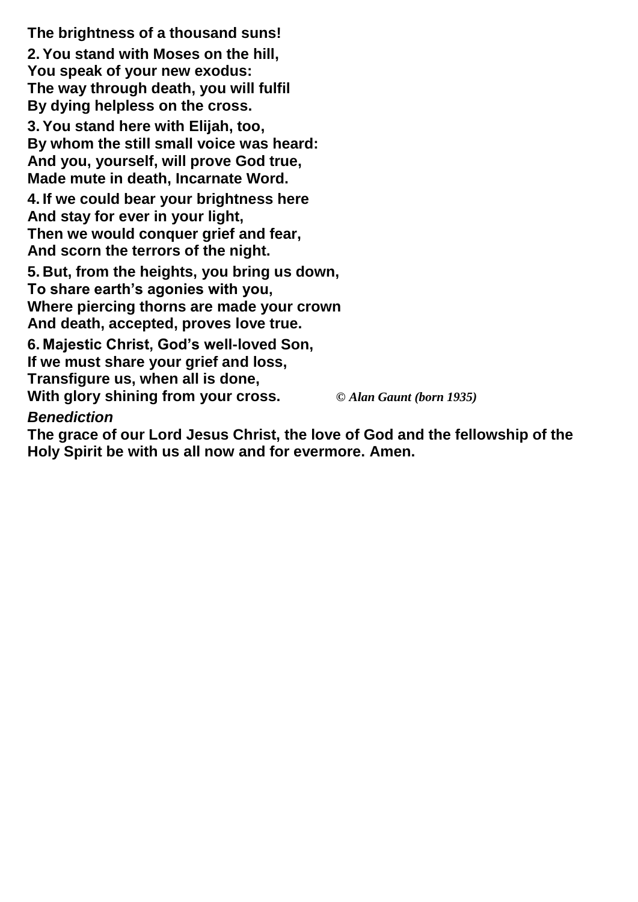**The brightness of a thousand suns!**

**2. You stand with Moses on the hill,**
**You speak of your new exodus:**
**The way through death, you will fulfil**
**By dying helpless on the cross.**

**3. You stand here with Elijah, too,**
**By whom the still small voice was heard:**
**And you, yourself, will prove God true,**
**Made mute in death, Incarnate Word.**

**4. If we could bear your brightness here**
**And stay for ever in your light,**
**Then we would conquer grief and fear,**
**And scorn the terrors of the night.**

**5. But, from the heights, you bring us down,**
**To share earth's agonies with you,**
**Where piercing thorns are made your crown**
**And death, accepted, proves love true.**

**6. Majestic Christ, God's well-loved Son,**
**If we must share your grief and loss,**
**Transfigure us, when all is done,**
**With glory shining from your cross.** *© Alan Gaunt (born 1935)*

***Benediction***

**The grace of our Lord Jesus Christ, the love of God and the fellowship of the Holy Spirit be with us all now and for evermore. Amen.**